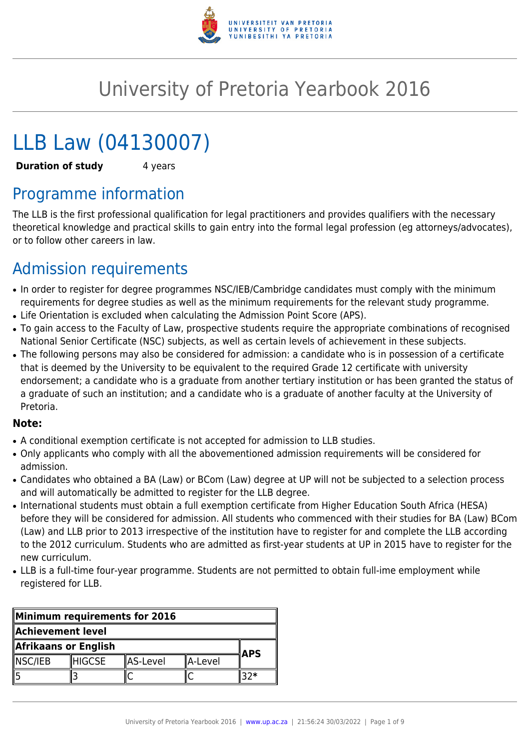# University of Pretoria Yearbook 2016

# LLB Law (04130007)

**Duration of study** 4 years

## Programme information

The LLB is the first professional qualification for legal practitioners and provides qualifiers with the necessary theoretical knowledge and practical skills to gain entry into the formal legal profession (eg attorneys/advocates), or to follow other careers in law.

## Admission requirements

- In order to register for degree programmes NSC/IEB/Cambridge candidates must comply with the minimum requirements for degree studies as well as the minimum requirements for the relevant study programme.
- Life Orientation is excluded when calculating the Admission Point Score (APS).
- To gain access to the Faculty of Law, prospective students require the appropriate combinations of recognised National Senior Certificate (NSC) subjects, as well as certain levels of achievement in these subjects.
- The following persons may also be considered for admission: a candidate who is in possession of a certificate that is deemed by the University to be equivalent to the required Grade 12 certificate with university endorsement; a candidate who is a graduate from another tertiary institution or has been granted the status of a graduate of such an institution; and a candidate who is a graduate of another faculty at the University of Pretoria.

**Note:**

- A conditional exemption certificate is not accepted for admission to LLB studies.
- Only applicants who comply with all the abovementioned admission requirements will be considered for admission.
- Candidates who obtained a BA (Law) or BCom (Law) degree at UP will not be subjected to a selection process and will automatically be admitted to register for the LLB degree.
- International students must obtain a full exemption certificate from Higher Education South Africa (HESA) before they will be considered for admission. All students who commenced with their studies for BA (Law) BCom (Law) and LLB prior to 2013 irrespective of the institution have to register for and complete the LLB according to the 2012 curriculum. Students who are admitted as first-year students at UP in 2015 have to register for the new curriculum.
- LLB is a full-time four-year programme. Students are not permitted to obtain full-ime employment while registered for LLB.

| Minimum requirements for 2016 | | | | |
|---|---|---|---|---|
| Achievement level | | | | |
| Afrikaans or English | | | | APS |
| NSC/IEB | HIGCSE | AS-Level | A-Level | |
| 5 | 3 | C | C | 32* |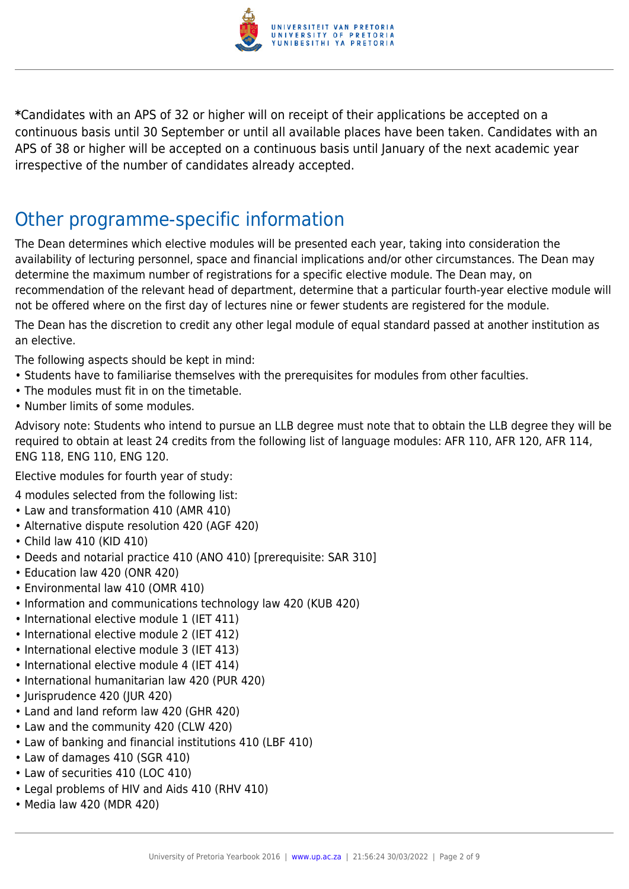**\***Candidates with an APS of 32 or higher will on receipt of their applications be accepted on a continuous basis until 30 September or until all available places have been taken. Candidates with an APS of 38 or higher will be accepted on a continuous basis until January of the next academic year irrespective of the number of candidates already accepted.

## Other programme-specific information

The Dean determines which elective modules will be presented each year, taking into consideration the availability of lecturing personnel, space and financial implications and/or other circumstances. The Dean may determine the maximum number of registrations for a specific elective module. The Dean may, on recommendation of the relevant head of department, determine that a particular fourth-year elective module will not be offered where on the first day of lectures nine or fewer students are registered for the module.

The Dean has the discretion to credit any other legal module of equal standard passed at another institution as an elective.

The following aspects should be kept in mind:

- Students have to familiarise themselves with the prerequisites for modules from other faculties.
- The modules must fit in on the timetable.
- Number limits of some modules.

Advisory note: Students who intend to pursue an LLB degree must note that to obtain the LLB degree they will be required to obtain at least 24 credits from the following list of language modules: AFR 110, AFR 120, AFR 114, ENG 118, ENG 110, ENG 120.

Elective modules for fourth year of study:

4 modules selected from the following list:

- Law and transformation 410 (AMR 410)
- Alternative dispute resolution 420 (AGF 420)
- Child law 410 (KID 410)
- Deeds and notarial practice 410 (ANO 410) [prerequisite: SAR 310]
- Education law 420 (ONR 420)
- Environmental law 410 (OMR 410)
- Information and communications technology law 420 (KUB 420)
- International elective module 1 (IET 411)
- International elective module 2 (IET 412)
- International elective module 3 (IET 413)
- International elective module 4 (IET 414)
- International humanitarian law 420 (PUR 420)
- Jurisprudence 420 (JUR 420)
- Land and land reform law 420 (GHR 420)
- Law and the community 420 (CLW 420)
- Law of banking and financial institutions 410 (LBF 410)
- Law of damages 410 (SGR 410)
- Law of securities 410 (LOC 410)
- Legal problems of HIV and Aids 410 (RHV 410)
- Media law 420 (MDR 420)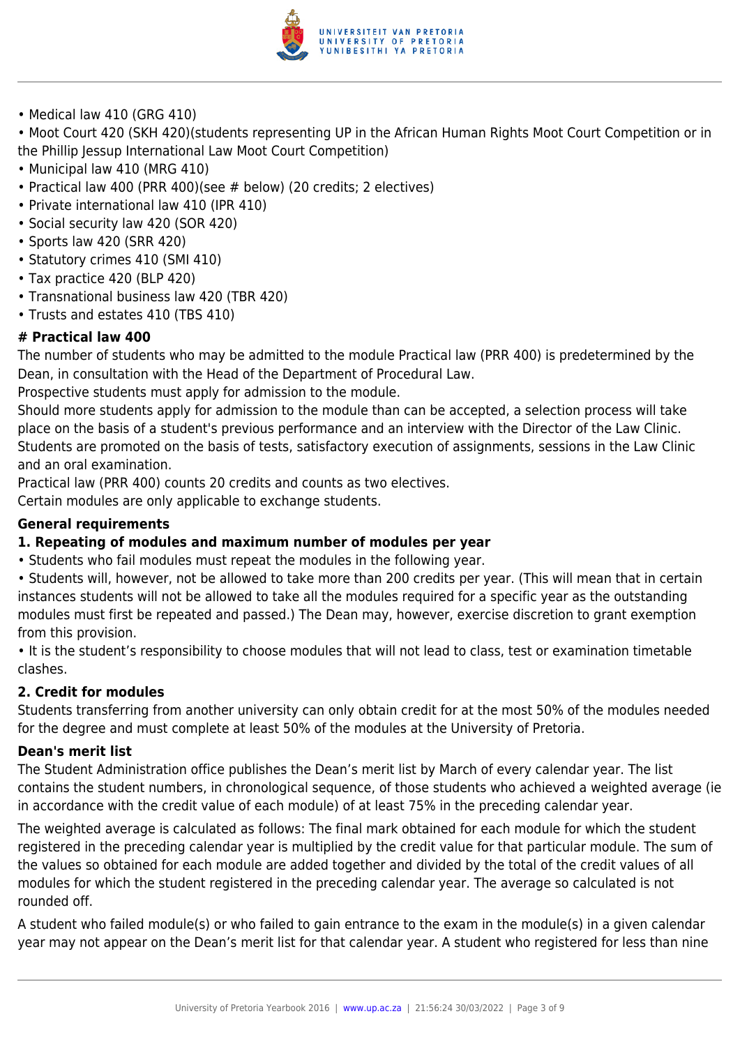- Medical law 410 (GRG 410)
- Moot Court 420 (SKH 420)(students representing UP in the African Human Rights Moot Court Competition or in the Phillip Jessup International Law Moot Court Competition)
- Municipal law 410 (MRG 410)
- Practical law 400 (PRR 400)(see # below) (20 credits; 2 electives)
- Private international law 410 (IPR 410)
- Social security law 420 (SOR 420)
- Sports law 420 (SRR 420)
- Statutory crimes 410 (SMI 410)
- Tax practice 420 (BLP 420)
- Transnational business law 420 (TBR 420)
- Trusts and estates 410 (TBS 410)

**# Practical law 400**

The number of students who may be admitted to the module Practical law (PRR 400) is predetermined by the Dean, in consultation with the Head of the Department of Procedural Law.

Prospective students must apply for admission to the module.

Should more students apply for admission to the module than can be accepted, a selection process will take place on the basis of a student's previous performance and an interview with the Director of the Law Clinic.

Students are promoted on the basis of tests, satisfactory execution of assignments, sessions in the Law Clinic and an oral examination.

Practical law (PRR 400) counts 20 credits and counts as two electives.

Certain modules are only applicable to exchange students.

**General requirements**

**1. Repeating of modules and maximum number of modules per year**

- Students who fail modules must repeat the modules in the following year.
- Students will, however, not be allowed to take more than 200 credits per year. (This will mean that in certain instances students will not be allowed to take all the modules required for a specific year as the outstanding modules must first be repeated and passed.) The Dean may, however, exercise discretion to grant exemption from this provision.
- It is the student's responsibility to choose modules that will not lead to class, test or examination timetable clashes.

**2. Credit for modules**

Students transferring from another university can only obtain credit for at the most 50% of the modules needed for the degree and must complete at least 50% of the modules at the University of Pretoria.

**Dean's merit list**

The Student Administration office publishes the Dean's merit list by March of every calendar year. The list contains the student numbers, in chronological sequence, of those students who achieved a weighted average (ie in accordance with the credit value of each module) of at least 75% in the preceding calendar year.

The weighted average is calculated as follows: The final mark obtained for each module for which the student registered in the preceding calendar year is multiplied by the credit value for that particular module. The sum of the values so obtained for each module are added together and divided by the total of the credit values of all modules for which the student registered in the preceding calendar year. The average so calculated is not rounded off.

A student who failed module(s) or who failed to gain entrance to the exam in the module(s) in a given calendar year may not appear on the Dean's merit list for that calendar year. A student who registered for less than nine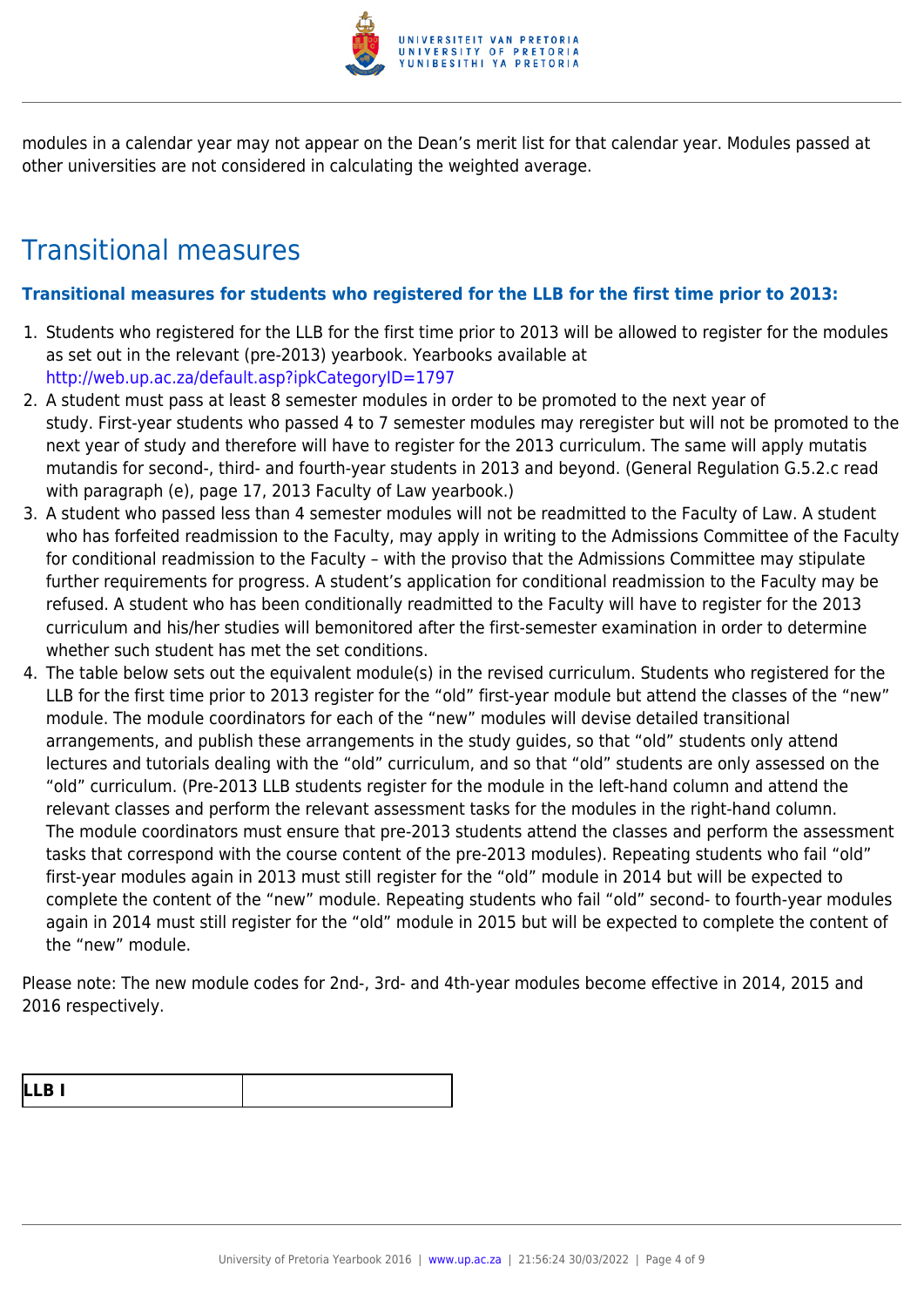modules in a calendar year may not appear on the Dean's merit list for that calendar year. Modules passed at other universities are not considered in calculating the weighted average.

## Transitional measures

### Transitional measures for students who registered for the LLB for the first time prior to 2013:

1. Students who registered for the LLB for the first time prior to 2013 will be allowed to register for the modules as set out in the relevant (pre-2013) yearbook. Yearbooks available at http://web.up.ac.za/default.asp?ipkCategoryID=1797
2. A student must pass at least 8 semester modules in order to be promoted to the next year of study. First-year students who passed 4 to 7 semester modules may reregister but will not be promoted to the next year of study and therefore will have to register for the 2013 curriculum. The same will apply mutatis mutandis for second-, third- and fourth-year students in 2013 and beyond. (General Regulation G.5.2.c read with paragraph (e), page 17, 2013 Faculty of Law yearbook.)
3. A student who passed less than 4 semester modules will not be readmitted to the Faculty of Law. A student who has forfeited readmission to the Faculty, may apply in writing to the Admissions Committee of the Faculty for conditional readmission to the Faculty – with the proviso that the Admissions Committee may stipulate further requirements for progress. A student's application for conditional readmission to the Faculty may be refused. A student who has been conditionally readmitted to the Faculty will have to register for the 2013 curriculum and his/her studies will bemonitored after the first-semester examination in order to determine whether such student has met the set conditions.
4. The table below sets out the equivalent module(s) in the revised curriculum. Students who registered for the LLB for the first time prior to 2013 register for the "old" first-year module but attend the classes of the "new" module. The module coordinators for each of the "new" modules will devise detailed transitional arrangements, and publish these arrangements in the study guides, so that "old" students only attend lectures and tutorials dealing with the "old" curriculum, and so that "old" students are only assessed on the "old" curriculum. (Pre-2013 LLB students register for the module in the left-hand column and attend the relevant classes and perform the relevant assessment tasks for the modules in the right-hand column. The module coordinators must ensure that pre-2013 students attend the classes and perform the assessment tasks that correspond with the course content of the pre-2013 modules). Repeating students who fail "old" first-year modules again in 2013 must still register for the "old" module in 2014 but will be expected to complete the content of the "new" module. Repeating students who fail "old" second- to fourth-year modules again in 2014 must still register for the "old" module in 2015 but will be expected to complete the content of the "new" module.

Please note: The new module codes for 2nd-, 3rd- and 4th-year modules become effective in 2014, 2015 and 2016 respectively.

| **LLB I** | |
|---|---|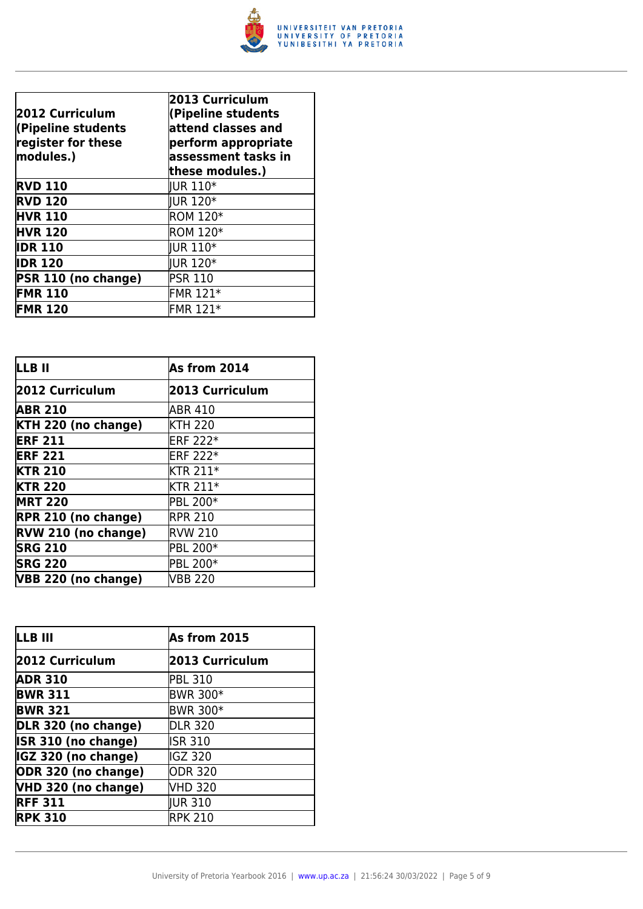| 2012 Curriculum (Pipeline students register for these modules.) | 2013 Curriculum (Pipeline students attend classes and perform appropriate assessment tasks in these modules.) |
|---|---|
| **RVD 110** | JUR 110* |
| **RVD 120** | JUR 120* |
| **HVR 110** | ROM 120* |
| **HVR 120** | ROM 120* |
| **IDR 110** | JUR 110* |
| **IDR 120** | JUR 120* |
| **PSR 110 (no change)** | PSR 110 |
| **FMR 110** | FMR 121* |
| **FMR 120** | FMR 121* |

| LLB II | As from 2014 |
|---|---|
| **2012 Curriculum** | **2013 Curriculum** |
| **ABR 210** | ABR 410 |
| **KTH 220 (no change)** | KTH 220 |
| **ERF 211** | ERF 222* |
| **ERF 221** | ERF 222* |
| **KTR 210** | KTR 211* |
| **KTR 220** | KTR 211* |
| **MRT 220** | PBL 200* |
| **RPR 210 (no change)** | RPR 210 |
| **RVW 210 (no change)** | RVW 210 |
| **SRG 210** | PBL 200* |
| **SRG 220** | PBL 200* |
| **VBB 220 (no change)** | VBB 220 |

| LLB III | As from 2015 |
|---|---|
| **2012 Curriculum** | **2013 Curriculum** |
| **ADR 310** | PBL 310 |
| **BWR 311** | BWR 300* |
| **BWR 321** | BWR 300* |
| **DLR 320 (no change)** | DLR 320 |
| **ISR 310 (no change)** | ISR 310 |
| **IGZ 320 (no change)** | IGZ 320 |
| **ODR 320 (no change)** | ODR 320 |
| **VHD 320 (no change)** | VHD 320 |
| **RFF 311** | JUR 310 |
| **RPK 310** | RPK 210 |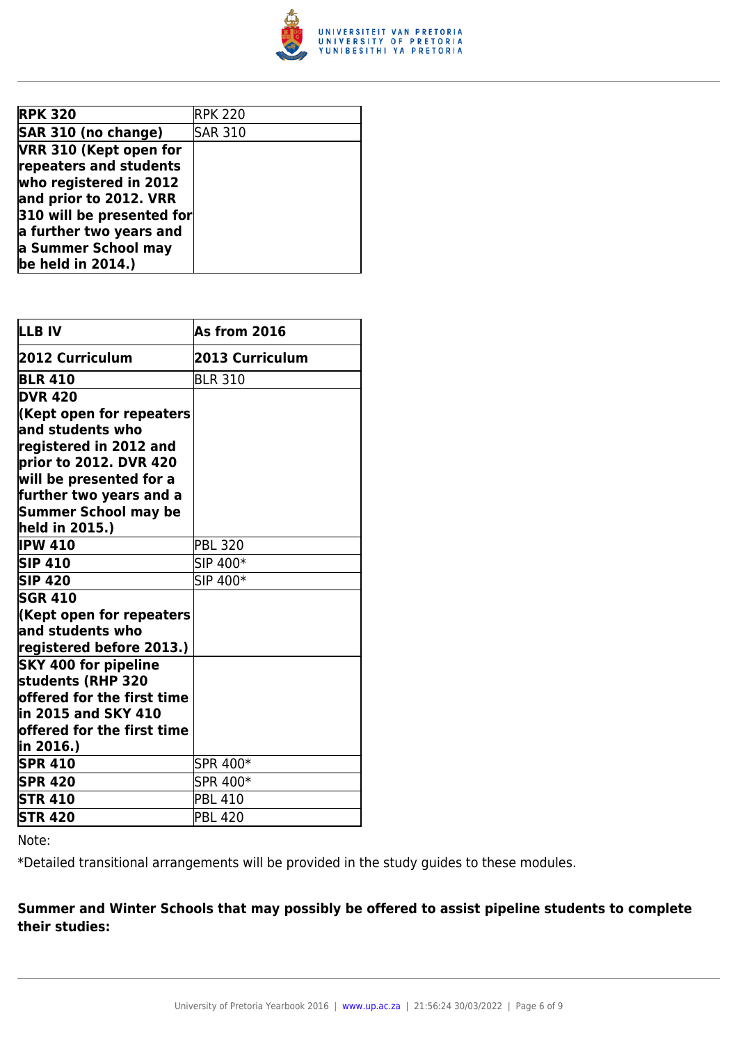| **RPK 320** | RPK 220 |
|---|---|
| **SAR 310 (no change)** | SAR 310 |
| **VRR 310 (Kept open for repeaters and students who registered in 2012 and prior to 2012. VRR 310 will be presented for a further two years and a Summer School may be held in 2014.)** | |

| **LLB IV** | **As from 2016** |
|---|---|
| **2012 Curriculum** | **2013 Curriculum** |
| **BLR 410** | BLR 310 |
| **DVR 420 (Kept open for repeaters and students who registered in 2012 and prior to 2012. DVR 420 will be presented for a further two years and a Summer School may be held in 2015.)** | |
| **IPW 410** | PBL 320 |
| **SIP 410** | SIP 400* |
| **SIP 420** | SIP 400* |
| **SGR 410 (Kept open for repeaters and students who registered before 2013.)** | |
| **SKY 400 for pipeline students (RHP 320 offered for the first time in 2015 and SKY 410 offered for the first time in 2016.)** | |
| **SPR 410** | SPR 400* |
| **SPR 420** | SPR 400* |
| **STR 410** | PBL 410 |
| **STR 420** | PBL 420 |

Note:

*Detailed transitional arrangements will be provided in the study guides to these modules.

**Summer and Winter Schools that may possibly be offered to assist pipeline students to complete their studies:**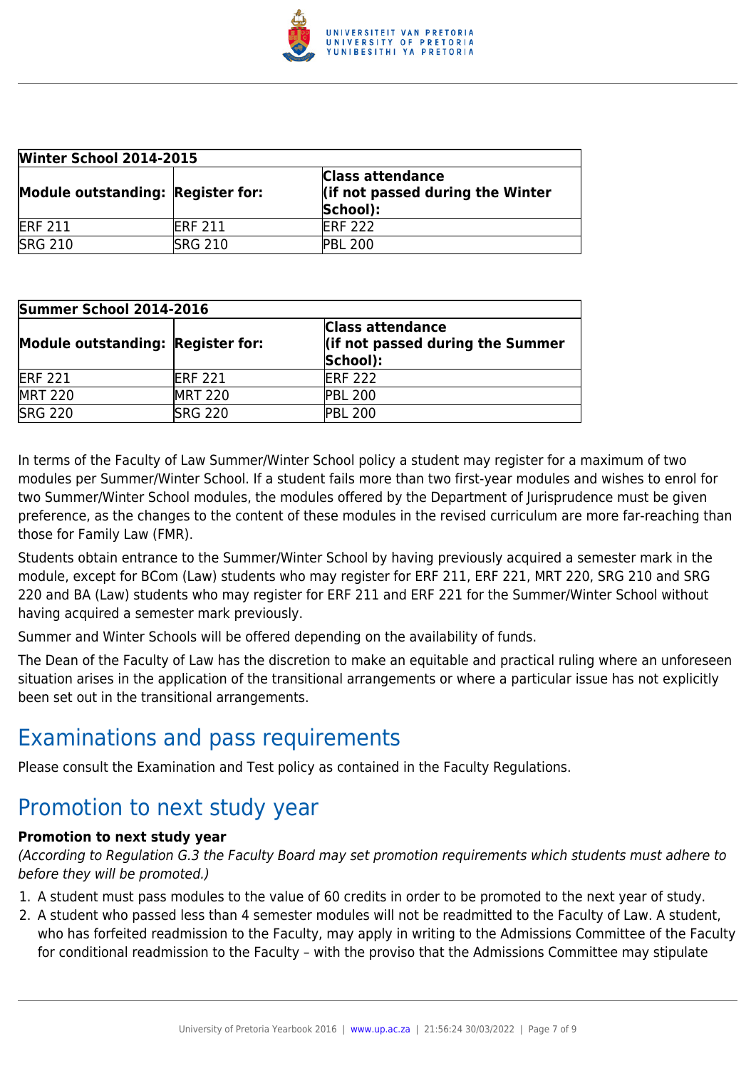| Winter School 2014-2015 | | |
|---|---|---|
| **Module outstanding:** | **Register for:** | **Class attendance (if not passed during the Winter School):** |
| ERF 211 | ERF 211 | ERF 222 |
| SRG 210 | SRG 210 | PBL 200 |

| Summer School 2014-2016 | | |
|---|---|---|
| **Module outstanding:** | **Register for:** | **Class attendance (if not passed during the Summer School):** |
| ERF 221 | ERF 221 | ERF 222 |
| MRT 220 | MRT 220 | PBL 200 |
| SRG 220 | SRG 220 | PBL 200 |

In terms of the Faculty of Law Summer/Winter School policy a student may register for a maximum of two modules per Summer/Winter School. If a student fails more than two first-year modules and wishes to enrol for two Summer/Winter School modules, the modules offered by the Department of Jurisprudence must be given preference, as the changes to the content of these modules in the revised curriculum are more far-reaching than those for Family Law (FMR).

Students obtain entrance to the Summer/Winter School by having previously acquired a semester mark in the module, except for BCom (Law) students who may register for ERF 211, ERF 221, MRT 220, SRG 210 and SRG 220 and BA (Law) students who may register for ERF 211 and ERF 221 for the Summer/Winter School without having acquired a semester mark previously.

Summer and Winter Schools will be offered depending on the availability of funds.

The Dean of the Faculty of Law has the discretion to make an equitable and practical ruling where an unforeseen situation arises in the application of the transitional arrangements or where a particular issue has not explicitly been set out in the transitional arrangements.

# Examinations and pass requirements

Please consult the Examination and Test policy as contained in the Faculty Regulations.

# Promotion to next study year

**Promotion to next study year**

*(According to Regulation G.3 the Faculty Board may set promotion requirements which students must adhere to before they will be promoted.)*

1. A student must pass modules to the value of 60 credits in order to be promoted to the next year of study.
2. A student who passed less than 4 semester modules will not be readmitted to the Faculty of Law. A student, who has forfeited readmission to the Faculty, may apply in writing to the Admissions Committee of the Faculty for conditional readmission to the Faculty – with the proviso that the Admissions Committee may stipulate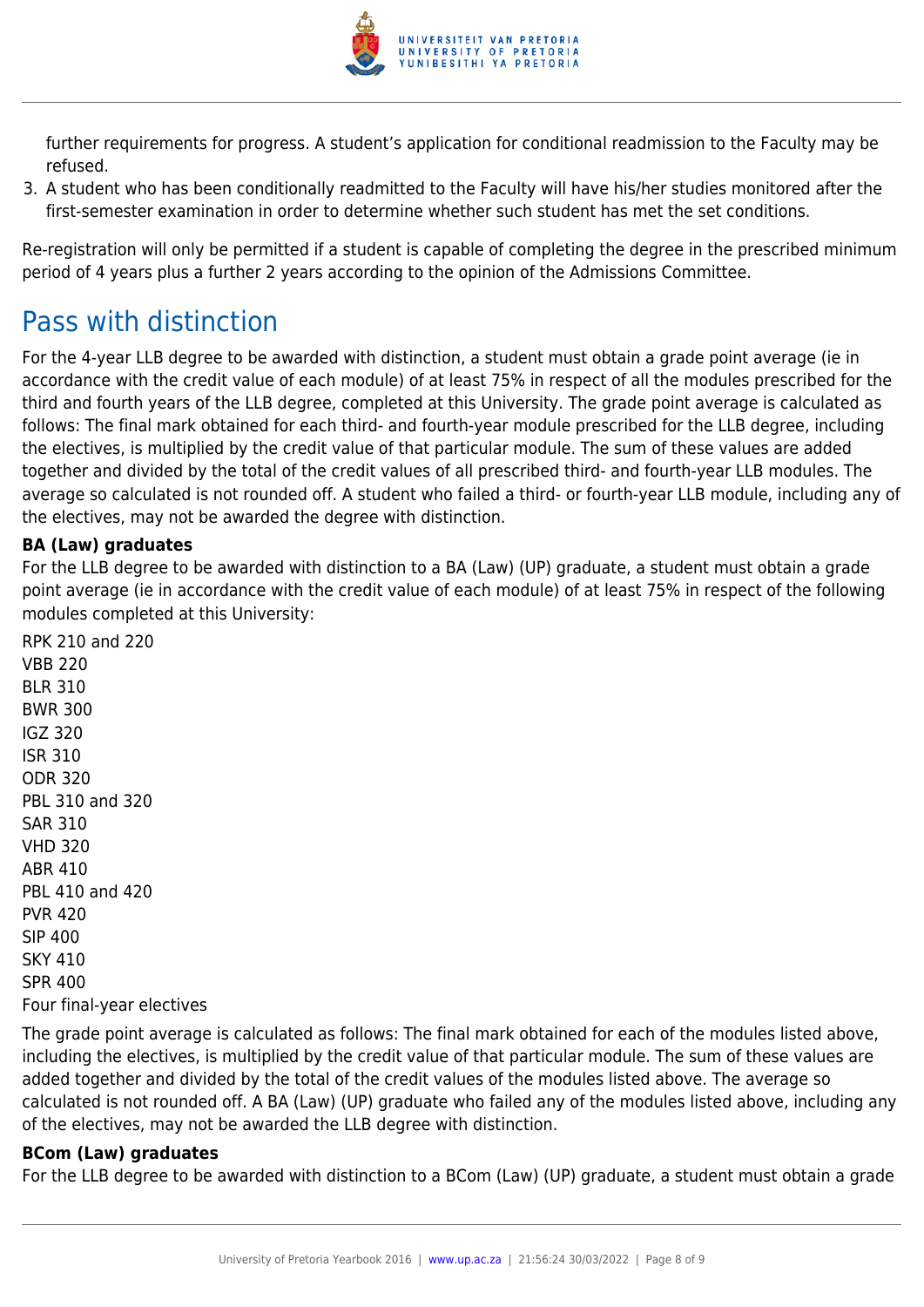further requirements for progress. A student's application for conditional readmission to the Faculty may be refused.

3. A student who has been conditionally readmitted to the Faculty will have his/her studies monitored after the first-semester examination in order to determine whether such student has met the set conditions.

Re-registration will only be permitted if a student is capable of completing the degree in the prescribed minimum period of 4 years plus a further 2 years according to the opinion of the Admissions Committee.

## Pass with distinction

For the 4-year LLB degree to be awarded with distinction, a student must obtain a grade point average (ie in accordance with the credit value of each module) of at least 75% in respect of all the modules prescribed for the third and fourth years of the LLB degree, completed at this University. The grade point average is calculated as follows: The final mark obtained for each third- and fourth-year module prescribed for the LLB degree, including the electives, is multiplied by the credit value of that particular module. The sum of these values are added together and divided by the total of the credit values of all prescribed third- and fourth-year LLB modules. The average so calculated is not rounded off. A student who failed a third- or fourth-year LLB module, including any of the electives, may not be awarded the degree with distinction.

**BA (Law) graduates**

For the LLB degree to be awarded with distinction to a BA (Law) (UP) graduate, a student must obtain a grade point average (ie in accordance with the credit value of each module) of at least 75% in respect of the following modules completed at this University:

RPK 210 and 220
VBB 220
BLR 310
BWR 300
IGZ 320
ISR 310
ODR 320
PBL 310 and 320
SAR 310
VHD 320
ABR 410
PBL 410 and 420
PVR 420
SIP 400
SKY 410
SPR 400
Four final-year electives

The grade point average is calculated as follows: The final mark obtained for each of the modules listed above, including the electives, is multiplied by the credit value of that particular module. The sum of these values are added together and divided by the total of the credit values of the modules listed above. The average so calculated is not rounded off. A BA (Law) (UP) graduate who failed any of the modules listed above, including any of the electives, may not be awarded the LLB degree with distinction.

**BCom (Law) graduates**

For the LLB degree to be awarded with distinction to a BCom (Law) (UP) graduate, a student must obtain a grade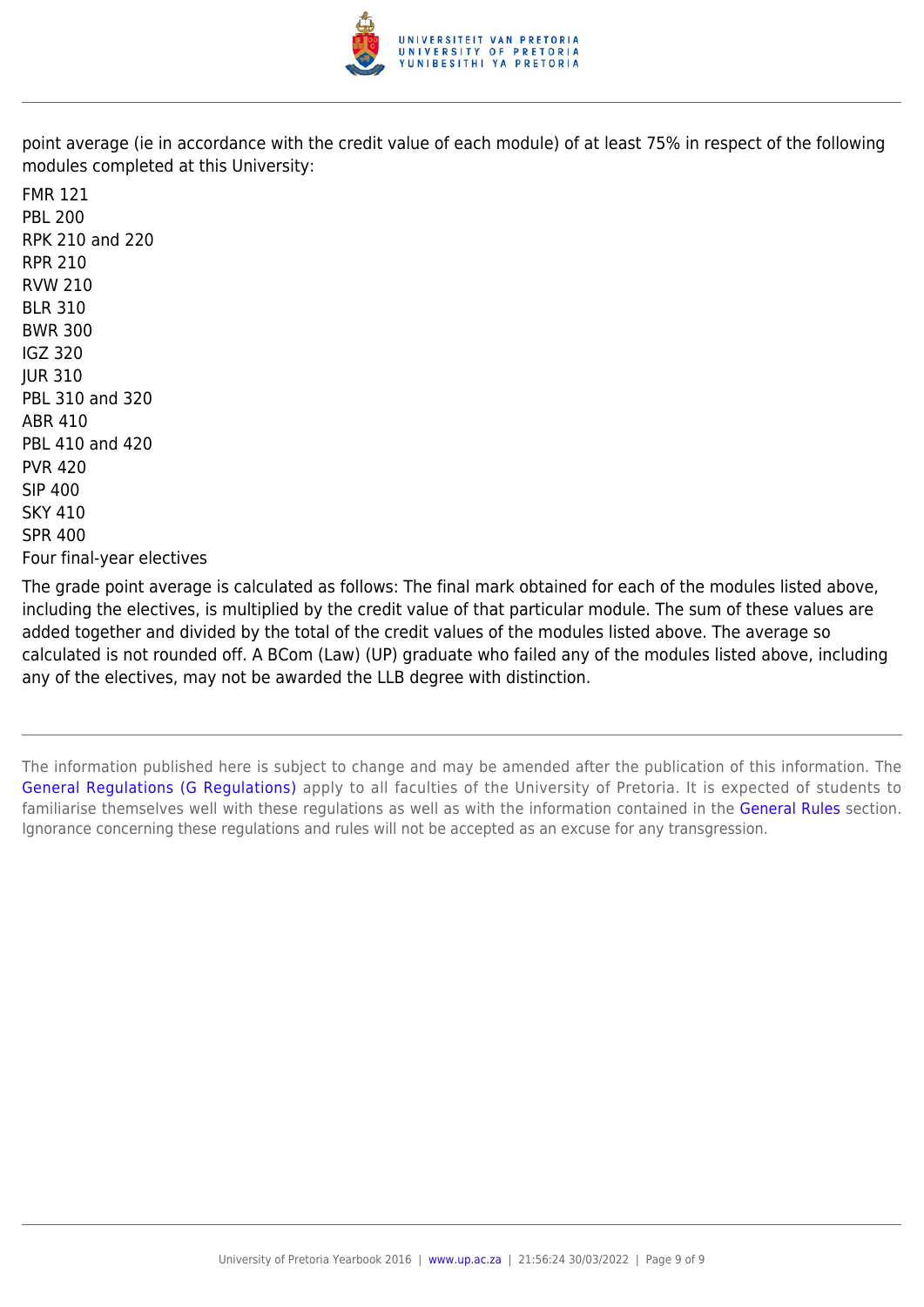point average (ie in accordance with the credit value of each module) of at least 75% in respect of the following modules completed at this University:

FMR 121
PBL 200
RPK 210 and 220
RPR 210
RVW 210
BLR 310
BWR 300
IGZ 320
JUR 310
PBL 310 and 320
ABR 410
PBL 410 and 420
PVR 420
SIP 400
SKY 410
SPR 400
Four final-year electives

The grade point average is calculated as follows: The final mark obtained for each of the modules listed above, including the electives, is multiplied by the credit value of that particular module. The sum of these values are added together and divided by the total of the credit values of the modules listed above. The average so calculated is not rounded off. A BCom (Law) (UP) graduate who failed any of the modules listed above, including any of the electives, may not be awarded the LLB degree with distinction.

---

The information published here is subject to change and may be amended after the publication of this information. The General Regulations (G Regulations) apply to all faculties of the University of Pretoria. It is expected of students to familiarise themselves well with these regulations as well as with the information contained in the General Rules section. Ignorance concerning these regulations and rules will not be accepted as an excuse for any transgression.